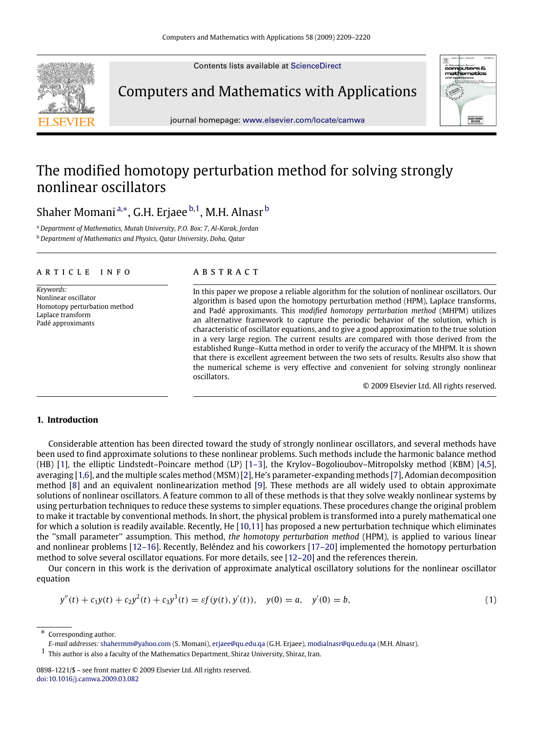Contents lists available at ScienceDirect

# Computers and Mathematics with Applications

journal homepage: www.elsevier.com/locate/camwa

# The modified homotopy perturbation method for solving strongly nonlinear oscillators

Shaher Momani [a,*], G.H. Erjaee [b,1], M.H. Alnasr [b]

[a] *Department of Mathematics, Mutah University, P.O. Box: 7, Al-Karak, Jordan*

[b] *Department of Mathematics and Physics, Qatar University, Doha, Qatar*

**ARTICLE INFO**

*Keywords:*
Nonlinear oscillator
Homotopy perturbation method
Laplace transform
Padé approximants

**ABSTRACT**

In this paper we propose a reliable algorithm for the solution of nonlinear oscillators. Our algorithm is based upon the homotopy perturbation method (HPM), Laplace transforms, and Padé approximants. This *modified homotopy perturbation method* (MHPM) utilizes an alternative framework to capture the periodic behavior of the solution, which is characteristic of oscillator equations, and to give a good approximation to the true solution in a very large region. The current results are compared with those derived from the established Runge–Kutta method in order to verify the accuracy of the MHPM. It is shown that there is excellent agreement between the two sets of results. Results also show that the numerical scheme is very effective and convenient for solving strongly nonlinear oscillators.

© 2009 Elsevier Ltd. All rights reserved.

## 1. Introduction

Considerable attention has been directed toward the study of strongly nonlinear oscillators, and several methods have been used to find approximate solutions to these nonlinear problems. Such methods include the harmonic balance method (HB) [1], the elliptic Lindstedt–Poincare method (LP) [1–3], the Krylov–Bogolioubov–Mitropolsky method (KBM) [4,5], averaging [1,6], and the multiple scales method (MSM) [2], He's parameter-expanding methods [7], Adomian decomposition method [8] and an equivalent nonlinearization method [9]. These methods are all widely used to obtain approximate solutions of nonlinear oscillators. A feature common to all of these methods is that they solve weakly nonlinear systems by using perturbation techniques to reduce these systems to simpler equations. These procedures change the original problem to make it tractable by conventional methods. In short, the physical problem is transformed into a purely mathematical one for which a solution is readily available. Recently, He [10,11] has proposed a new perturbation technique which eliminates the "small parameter" assumption. This method, *the homotopy perturbation method* (HPM), is applied to various linear and nonlinear problems [12–16]. Recently, Beléndez and his coworkers [17–20] implemented the homotopy perturbation method to solve several oscillator equations. For more details, see [12–20] and the references therein.

Our concern in this work is the derivation of approximate analytical oscillatory solutions for the nonlinear oscillator equation

$$y''(t) + c_1 y(t) + c_2 y^2(t) + c_3 y^3(t) = \varepsilon f(y(t), y'(t)), \quad y(0) = a, \quad y'(0) = b, \tag{1}$$

* Corresponding author.
*E-mail addresses:* shahermm@yahoo.com (S. Momani), erjaee@qu.edu.qa (G.H. Erjaee), modialnasr@qu.edu.qa (M.H. Alnasr).
1 This author is also a faculty of the Mathematics Department, Shiraz University, Shiraz, Iran.

0898-1221/$ – see front matter © 2009 Elsevier Ltd. All rights reserved.
doi:10.1016/j.camwa.2009.03.082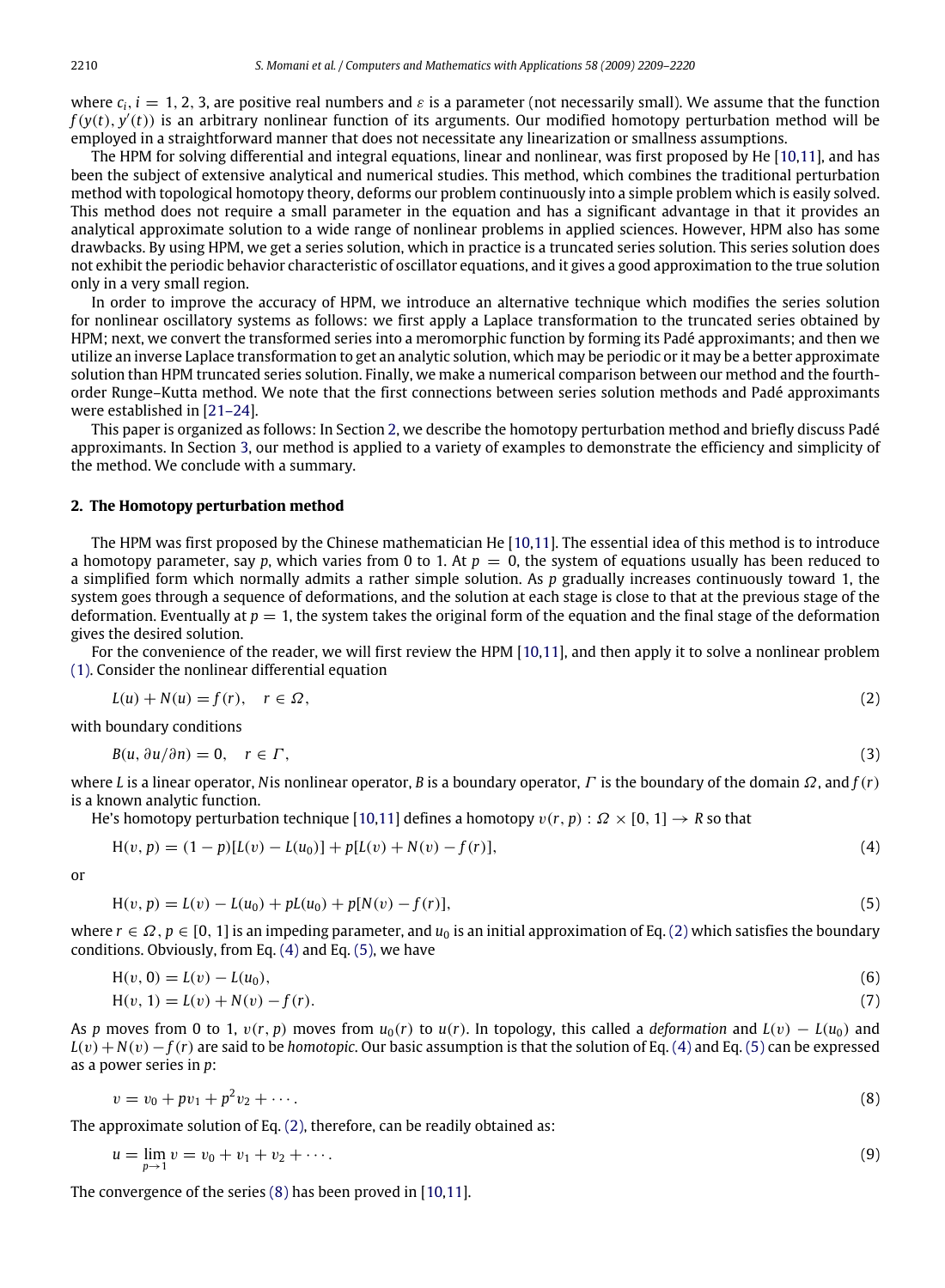where $c_i$, $i = 1, 2, 3$, are positive real numbers and $\varepsilon$ is a parameter (not necessarily small). We assume that the function $f(y(t), y'(t))$ is an arbitrary nonlinear function of its arguments. Our modified homotopy perturbation method will be employed in a straightforward manner that does not necessitate any linearization or smallness assumptions.

The HPM for solving differential and integral equations, linear and nonlinear, was first proposed by He [10,11], and has been the subject of extensive analytical and numerical studies. This method, which combines the traditional perturbation method with topological homotopy theory, deforms our problem continuously into a simple problem which is easily solved. This method does not require a small parameter in the equation and has a significant advantage in that it provides an analytical approximate solution to a wide range of nonlinear problems in applied sciences. However, HPM also has some drawbacks. By using HPM, we get a series solution, which in practice is a truncated series solution. This series solution does not exhibit the periodic behavior characteristic of oscillator equations, and it gives a good approximation to the true solution only in a very small region.

In order to improve the accuracy of HPM, we introduce an alternative technique which modifies the series solution for nonlinear oscillatory systems as follows: we first apply a Laplace transformation to the truncated series obtained by HPM; next, we convert the transformed series into a meromorphic function by forming its Padé approximants; and then we utilize an inverse Laplace transformation to get an analytic solution, which may be periodic or it may be a better approximate solution than HPM truncated series solution. Finally, we make a numerical comparison between our method and the fourth-order Runge–Kutta method. We note that the first connections between series solution methods and Padé approximants were established in [21–24].

This paper is organized as follows: In Section 2, we describe the homotopy perturbation method and briefly discuss Padé approximants. In Section 3, our method is applied to a variety of examples to demonstrate the efficiency and simplicity of the method. We conclude with a summary.

## 2. The Homotopy perturbation method

The HPM was first proposed by the Chinese mathematician He [10,11]. The essential idea of this method is to introduce a homotopy parameter, say $p$, which varies from 0 to 1. At $p = 0$, the system of equations usually has been reduced to a simplified form which normally admits a rather simple solution. As $p$ gradually increases continuously toward 1, the system goes through a sequence of deformations, and the solution at each stage is close to that at the previous stage of the deformation. Eventually at $p = 1$, the system takes the original form of the equation and the final stage of the deformation gives the desired solution.

For the convenience of the reader, we will first review the HPM [10,11], and then apply it to solve a nonlinear problem (1). Consider the nonlinear differential equation

$$L(u) + N(u) = f(r), \quad r \in \Omega, \tag{2}$$

with boundary conditions

$$B(u, \partial u/\partial n) = 0, \quad r \in \Gamma, \tag{3}$$

where $L$ is a linear operator, $N$is nonlinear operator, $B$ is a boundary operator, $\Gamma$ is the boundary of the domain $\Omega$, and $f(r)$ is a known analytic function.

He's homotopy perturbation technique [10,11] defines a homotopy $v(r, p) : \Omega \times [0, 1] \to R$ so that

$$\mathrm{H}(v, p) = (1 - p)[L(v) - L(u_0)] + p[L(v) + N(v) - f(r)], \tag{4}$$

or

$$\mathrm{H}(v, p) = L(v) - L(u_0) + pL(u_0) + p[N(v) - f(r)], \tag{5}$$

where $r \in \Omega$, $p \in [0, 1]$ is an impeding parameter, and $u_0$ is an initial approximation of Eq. (2) which satisfies the boundary conditions. Obviously, from Eq. (4) and Eq. (5), we have

$$\mathrm{H}(v, 0) = L(v) - L(u_0), \tag{6}$$

$$\mathrm{H}(v, 1) = L(v) + N(v) - f(r). \tag{7}$$

As $p$ moves from 0 to 1, $v(r, p)$ moves from $u_0(r)$ to $u(r)$. In topology, this called a *deformation* and $L(v) - L(u_0)$ and $L(v) + N(v) - f(r)$ are said to be *homotopic*. Our basic assumption is that the solution of Eq. (4) and Eq. (5) can be expressed as a power series in $p$:

$$v = v_0 + pv_1 + p^2 v_2 + \cdots. \tag{8}$$

The approximate solution of Eq. (2), therefore, can be readily obtained as:

$$u = \lim_{p \to 1} v = v_0 + v_1 + v_2 + \cdots. \tag{9}$$

The convergence of the series (8) has been proved in [10,11].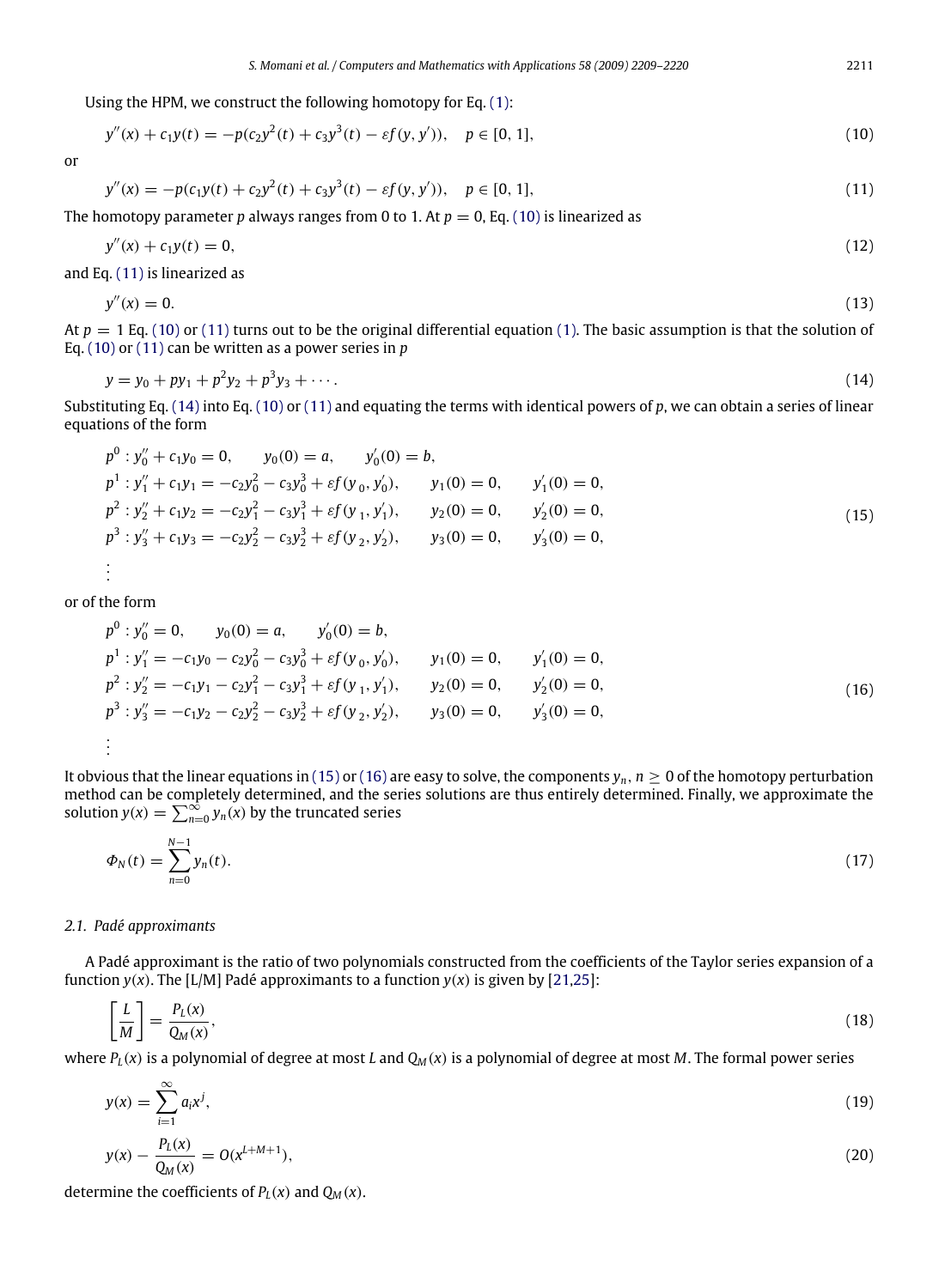Using the HPM, we construct the following homotopy for Eq. (1):

$$y''(x) + c_1 y(t) = -p(c_2 y^2(t) + c_3 y^3(t) - \varepsilon f(y, y')), \quad p \in [0, 1], \tag{10}$$

or

$$y''(x) = -p(c_1 y(t) + c_2 y^2(t) + c_3 y^3(t) - \varepsilon f(y, y')), \quad p \in [0, 1], \tag{11}$$

The homotopy parameter $p$ always ranges from 0 to 1. At $p = 0$, Eq. (10) is linearized as

$$y''(x) + c_1 y(t) = 0, \tag{12}$$

and Eq. (11) is linearized as

$$y''(x) = 0. \tag{13}$$

At $p = 1$ Eq. (10) or (11) turns out to be the original differential equation (1). The basic assumption is that the solution of Eq. (10) or (11) can be written as a power series in $p$

$$y = y_0 + py_1 + p^2 y_2 + p^3 y_3 + \cdots. \tag{14}$$

Substituting Eq. (14) into Eq. (10) or (11) and equating the terms with identical powers of $p$, we can obtain a series of linear equations of the form

$$\begin{aligned}
&p^0 : y_0'' + c_1 y_0 = 0, \qquad y_0(0) = a, \qquad y_0'(0) = b, \\
&p^1 : y_1'' + c_1 y_1 = -c_2 y_0^2 - c_3 y_0^3 + \varepsilon f(y_0, y_0'), \qquad y_1(0) = 0, \qquad y_1'(0) = 0, \\
&p^2 : y_2'' + c_1 y_2 = -c_2 y_1^2 - c_3 y_1^3 + \varepsilon f(y_1, y_1'), \qquad y_2(0) = 0, \qquad y_2'(0) = 0, \\
&p^3 : y_3'' + c_1 y_3 = -c_2 y_2^2 - c_3 y_2^3 + \varepsilon f(y_2, y_2'), \qquad y_3(0) = 0, \qquad y_3'(0) = 0, \\
&\vdots
\end{aligned} \tag{15}$$

or of the form

$$\begin{aligned}
&p^0 : y_0'' = 0, \qquad y_0(0) = a, \qquad y_0'(0) = b, \\
&p^1 : y_1'' = -c_1 y_0 - c_2 y_0^2 - c_3 y_0^3 + \varepsilon f(y_0, y_0'), \qquad y_1(0) = 0, \qquad y_1'(0) = 0, \\
&p^2 : y_2'' = -c_1 y_1 - c_2 y_1^2 - c_3 y_1^3 + \varepsilon f(y_1, y_1'), \qquad y_2(0) = 0, \qquad y_2'(0) = 0, \\
&p^3 : y_3'' = -c_1 y_2 - c_2 y_2^2 - c_3 y_2^3 + \varepsilon f(y_2, y_2'), \qquad y_3(0) = 0, \qquad y_3'(0) = 0, \\
&\vdots
\end{aligned} \tag{16}$$

It obvious that the linear equations in (15) or (16) are easy to solve, the components $y_n, n \geq 0$ of the homotopy perturbation method can be completely determined, and the series solutions are thus entirely determined. Finally, we approximate the solution $y(x) = \sum_{n=0}^{\infty} y_n(x)$ by the truncated series

$$\Phi_N(t) = \sum_{n=0}^{N-1} y_n(t). \tag{17}$$

### 2.1. Padé approximants

A Padé approximant is the ratio of two polynomials constructed from the coefficients of the Taylor series expansion of a function $y(x)$. The [L/M] Padé approximants to a function $y(x)$ is given by [21,25]:

$$\left[\frac{L}{M}\right] = \frac{P_L(x)}{Q_M(x)}, \tag{18}$$

where $P_L(x)$ is a polynomial of degree at most $L$ and $Q_M(x)$ is a polynomial of degree at most $M$. The formal power series

$$y(x) = \sum_{i=1}^{\infty} a_i x^j, \tag{19}$$

$$y(x) - \frac{P_L(x)}{Q_M(x)} = O(x^{L+M+1}), \tag{20}$$

determine the coefficients of $P_L(x)$ and $Q_M(x)$.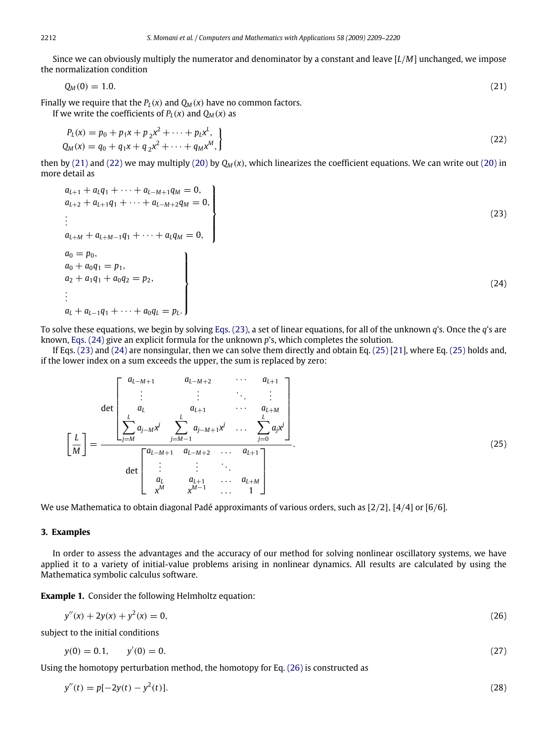Since we can obviously multiply the numerator and denominator by a constant and leave $[L/M]$ unchanged, we impose the normalization condition

$$Q_M(0) = 1.0. \tag{21}$$

Finally we require that the $P_L(x)$ and $Q_M(x)$ have no common factors.

If we write the coefficients of $P_L(x)$ and $Q_M(x)$ as

$$\left.\begin{aligned} P_L(x) &= p_0 + p_1 x + p_2 x^2 + \cdots + p_L x^L, \\ Q_M(x) &= q_0 + q_1 x + q_2 x^2 + \cdots + q_M x^M, \end{aligned}\right\} \tag{22}$$

then by (21) and (22) we may multiply (20) by $Q_M(x)$, which linearizes the coefficient equations. We can write out (20) in more detail as

$$\left.\begin{aligned} & a_{L+1} + a_L q_1 + \cdots + a_{L-M+1} q_M = 0, \\ & a_{L+2} + a_{L+1} q_1 + \cdots + a_{L-M+2} q_M = 0, \\ & \vdots \\ & a_{L+M} + a_{L+M-1} q_1 + \cdots + a_L q_M = 0, \end{aligned}\right\} \tag{23}$$

$$\left.\begin{aligned} & a_0 = p_0, \\ & a_0 + a_0 q_1 = p_1, \\ & a_2 + a_1 q_1 + a_0 q_2 = p_2, \\ & \vdots \\ & a_L + a_{L-1} q_1 + \cdots + a_0 q_L = p_L. \end{aligned}\right\} \tag{24}$$

To solve these equations, we begin by solving Eqs. (23), a set of linear equations, for all of the unknown $q$'s. Once the $q$'s are known, Eqs. (24) give an explicit formula for the unknown $p$'s, which completes the solution.

If Eqs. (23) and (24) are nonsingular, then we can solve them directly and obtain Eq. (25) [21], where Eq. (25) holds and, if the lower index on a sum exceeds the upper, the sum is replaced by zero:

$$\left[\frac{L}{M}\right] = \frac{\det \begin{bmatrix} a_{L-M+1} & a_{L-M+2} & \cdots & a_{L+1} \\ \vdots & \vdots & \ddots & \vdots \\ a_L & a_{L+1} & \cdots & a_{L+M} \\ \sum\limits_{j=M}^{L} a_{j-M} x^j & \sum\limits_{j=M-1}^{L} a_{j-M+1} x^j & \cdots & \sum\limits_{j=0}^{L} a_j x^j \end{bmatrix}}{\det \begin{bmatrix} a_{L-M+1} & a_{L-M+2} & \cdots & a_{L+1} \\ \vdots & \vdots & \ddots & \\ a_L & a_{L+1} & \cdots & a_{L+M} \\ x^M & x^{M-1} & \cdots & 1 \end{bmatrix}}. \tag{25}$$

We use Mathematica to obtain diagonal Padé approximants of various orders, such as [2/2], [4/4] or [6/6].

## 3. Examples

In order to assess the advantages and the accuracy of our method for solving nonlinear oscillatory systems, we have applied it to a variety of initial-value problems arising in nonlinear dynamics. All results are calculated by using the Mathematica symbolic calculus software.

**Example 1.** Consider the following Helmholtz equation:

$$y''(x) + 2y(x) + y^2(x) = 0, \tag{26}$$

subject to the initial conditions

$$y(0) = 0.1, \qquad y'(0) = 0. \tag{27}$$

Using the homotopy perturbation method, the homotopy for Eq. (26) is constructed as

$$y''(t) = p[-2y(t) - y^2(t)]. \tag{28}$$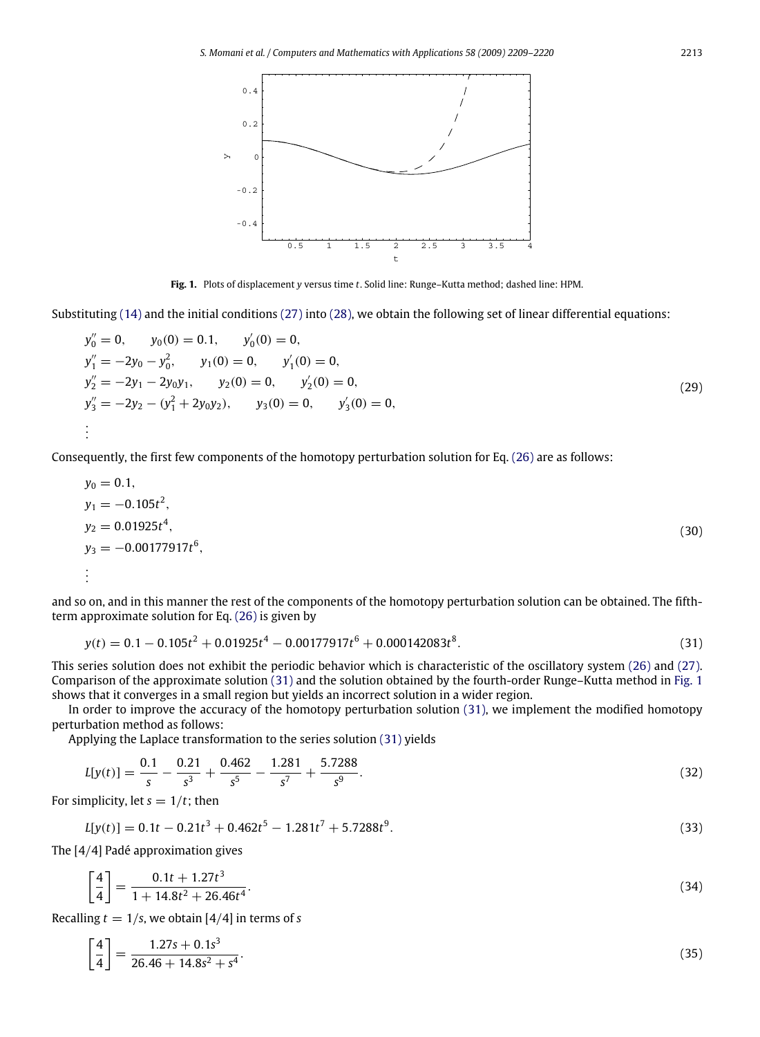Fig. 1. Plots of displacement $y$ versus time $t$. Solid line: Runge–Kutta method; dashed line: HPM.

Substituting (14) and the initial conditions (27) into (28), we obtain the following set of linear differential equations:

$$
\begin{aligned}
&y_0'' = 0, \qquad y_0(0) = 0.1, \qquad y_0'(0) = 0,\\
&y_1'' = -2y_0 - y_0^2, \qquad y_1(0) = 0, \qquad y_1'(0) = 0,\\
&y_2'' = -2y_1 - 2y_0y_1, \qquad y_2(0) = 0, \qquad y_2'(0) = 0,\\
&y_3'' = -2y_2 - (y_1^2 + 2y_0y_2), \qquad y_3(0) = 0, \qquad y_3'(0) = 0,\\
&\vdots
\end{aligned}
\tag{29}
$$

Consequently, the first few components of the homotopy perturbation solution for Eq. (26) are as follows:

$$
\begin{aligned}
&y_0 = 0.1,\\
&y_1 = -0.105t^2,\\
&y_2 = 0.01925t^4,\\
&y_3 = -0.00177917t^6,\\
&\vdots
\end{aligned}
\tag{30}
$$

and so on, and in this manner the rest of the components of the homotopy perturbation solution can be obtained. The fifth-term approximate solution for Eq. (26) is given by

$$
y(t) = 0.1 - 0.105t^2 + 0.01925t^4 - 0.00177917t^6 + 0.000142083t^8. \tag{31}
$$

This series solution does not exhibit the periodic behavior which is characteristic of the oscillatory system (26) and (27). Comparison of the approximate solution (31) and the solution obtained by the fourth-order Runge–Kutta method in Fig. 1 shows that it converges in a small region but yields an incorrect solution in a wider region.

In order to improve the accuracy of the homotopy perturbation solution (31), we implement the modified homotopy perturbation method as follows:

Applying the Laplace transformation to the series solution (31) yields

$$
L[y(t)] = \frac{0.1}{s} - \frac{0.21}{s^3} + \frac{0.462}{s^5} - \frac{1.281}{s^7} + \frac{5.7288}{s^9}. \tag{32}
$$

For simplicity, let $s = 1/t$; then

$$
L[y(t)] = 0.1t - 0.21t^3 + 0.462t^5 - 1.281t^7 + 5.7288t^9. \tag{33}
$$

The [4/4] Padé approximation gives

$$
\left[\frac{4}{4}\right] = \frac{0.1t + 1.27t^3}{1 + 14.8t^2 + 26.46t^4}. \tag{34}
$$

Recalling $t = 1/s$, we obtain [4/4] in terms of $s$

$$
\left[\frac{4}{4}\right] = \frac{1.27s + 0.1s^3}{26.46 + 14.8s^2 + s^4}. \tag{35}
$$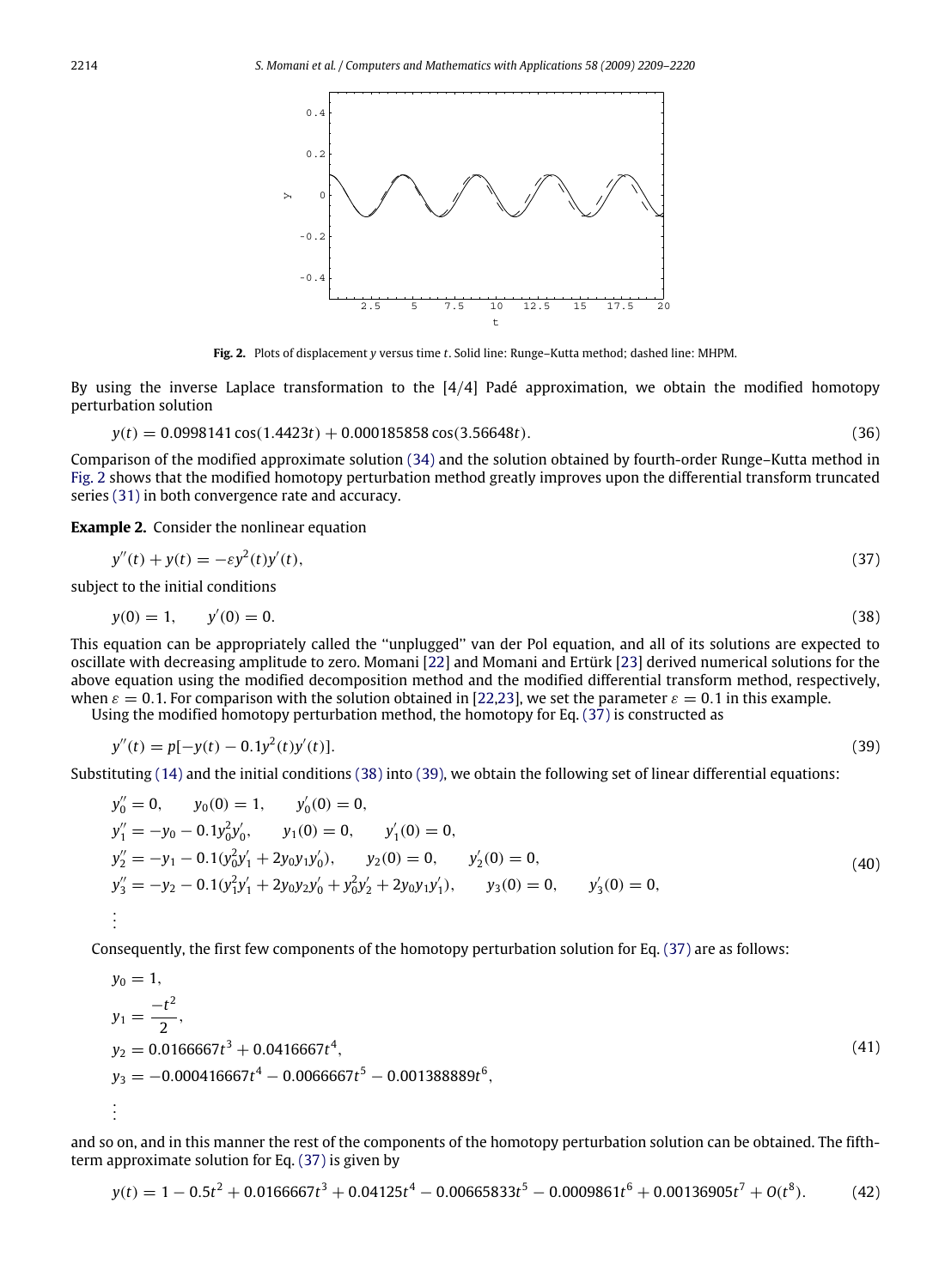**Fig. 2.** Plots of displacement $y$ versus time $t$. Solid line: Runge–Kutta method; dashed line: MHPM.

By using the inverse Laplace transformation to the [4/4] Padé approximation, we obtain the modified homotopy perturbation solution

$$y(t) = 0.0998141\cos(1.4423t) + 0.000185858\cos(3.56648t). \tag{36}$$

Comparison of the modified approximate solution (34) and the solution obtained by fourth-order Runge–Kutta method in Fig. 2 shows that the modified homotopy perturbation method greatly improves upon the differential transform truncated series (31) in both convergence rate and accuracy.

**Example 2.** Consider the nonlinear equation

$$y''(t) + y(t) = -\varepsilon y^2(t)y'(t), \tag{37}$$

subject to the initial conditions

$$y(0) = 1, \qquad y'(0) = 0. \tag{38}$$

This equation can be appropriately called the "unplugged" van der Pol equation, and all of its solutions are expected to oscillate with decreasing amplitude to zero. Momani [22] and Momani and Ertürk [23] derived numerical solutions for the above equation using the modified decomposition method and the modified differential transform method, respectively, when $\varepsilon = 0.1$. For comparison with the solution obtained in [22,23], we set the parameter $\varepsilon = 0.1$ in this example.

Using the modified homotopy perturbation method, the homotopy for Eq. (37) is constructed as

$$y''(t) = p[-y(t) - 0.1y^2(t)y'(t)]. \tag{39}$$

Substituting (14) and the initial conditions (38) into (39), we obtain the following set of linear differential equations:

$$\begin{aligned}
&y_0'' = 0, \qquad y_0(0) = 1, \qquad y_0'(0) = 0,\\
&y_1'' = -y_0 - 0.1y_0^2y_0', \qquad y_1(0) = 0, \qquad y_1'(0) = 0,\\
&y_2'' = -y_1 - 0.1(y_0^2y_1' + 2y_0y_1y_0'), \qquad y_2(0) = 0, \qquad y_2'(0) = 0,\\
&y_3'' = -y_2 - 0.1(y_1^2y_1' + 2y_0y_2y_0' + y_0^2y_2' + 2y_0y_1y_1'), \qquad y_3(0) = 0, \qquad y_3'(0) = 0,\\
&\vdots
\end{aligned} \tag{40}$$

Consequently, the first few components of the homotopy perturbation solution for Eq. (37) are as follows:

$$\begin{aligned}
&y_0 = 1,\\
&y_1 = \frac{-t^2}{2},\\
&y_2 = 0.0166667t^3 + 0.0416667t^4,\\
&y_3 = -0.000416667t^4 - 0.0066667t^5 - 0.001388889t^6,\\
&\vdots
\end{aligned} \tag{41}$$

and so on, and in this manner the rest of the components of the homotopy perturbation solution can be obtained. The fifth-term approximate solution for Eq. (37) is given by

$$y(t) = 1 - 0.5t^2 + 0.0166667t^3 + 0.04125t^4 - 0.00665833t^5 - 0.0009861t^6 + 0.00136905t^7 + O(t^8). \tag{42}$$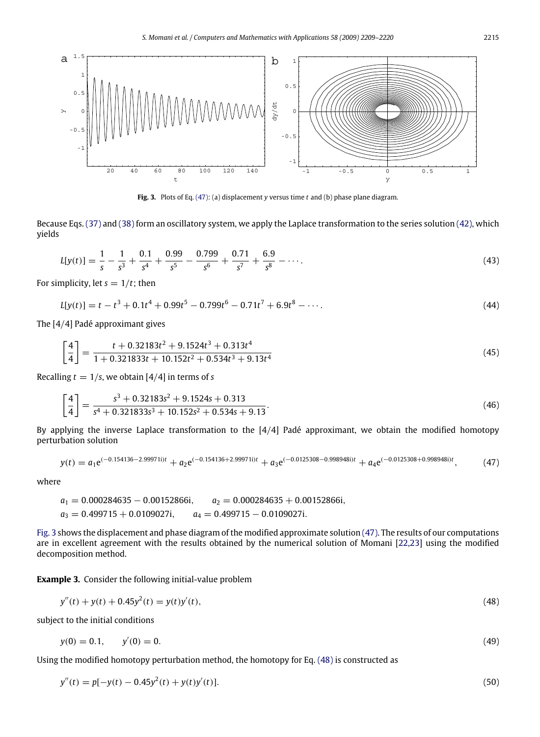**Fig. 3.** Plots of Eq. (47): (a) displacement $y$ versus time $t$ and (b) phase plane diagram.

Because Eqs. (37) and (38) form an oscillatory system, we apply the Laplace transformation to the series solution (42), which yields

$$L[y(t)] = \frac{1}{s} - \frac{1}{s^3} + \frac{0.1}{s^4} + \frac{0.99}{s^5} - \frac{0.799}{s^6} + \frac{0.71}{s^7} + \frac{6.9}{s^8} - \cdots. \tag{43}$$

For simplicity, let $s = 1/t$; then

$$L[y(t)] = t - t^3 + 0.1t^4 + 0.99t^5 - 0.799t^6 - 0.71t^7 + 6.9t^8 - \cdots. \tag{44}$$

The [4/4] Padé approximant gives

$$\left[\frac{4}{4}\right] = \frac{t + 0.32183t^2 + 9.1524t^3 + 0.313t^4}{1 + 0.321833t + 10.152t^2 + 0.534t^3 + 9.13t^4} \tag{45}$$

Recalling $t = 1/s$, we obtain [4/4] in terms of $s$

$$\left[\frac{4}{4}\right] = \frac{s^3 + 0.32183s^2 + 9.1524s + 0.313}{s^4 + 0.321833s^3 + 10.152s^2 + 0.534s + 9.13}. \tag{46}$$

By applying the inverse Laplace transformation to the [4/4] Padé approximant, we obtain the modified homotopy perturbation solution

$$y(t) = a_1 e^{(-0.154136-2.99971i)t} + a_2 e^{(-0.154136+2.99971i)t} + a_3 e^{(-0.0125308-0.998948i)t} + a_4 e^{(-0.0125308+0.998948i)t}, \tag{47}$$

where

$$a_1 = 0.000284635 - 0.00152866i, \qquad a_2 = 0.000284635 + 0.00152866i,$$
$$a_3 = 0.499715 + 0.0109027i, \qquad a_4 = 0.499715 - 0.0109027i.$$

Fig. 3 shows the displacement and phase diagram of the modified approximate solution (47). The results of our computations are in excellent agreement with the results obtained by the numerical solution of Momani [22,23] using the modified decomposition method.

**Example 3.** Consider the following initial-value problem

$$y''(t) + y(t) + 0.45y^2(t) = y(t)y'(t), \tag{48}$$

subject to the initial conditions

$$y(0) = 0.1, \qquad y'(0) = 0. \tag{49}$$

Using the modified homotopy perturbation method, the homotopy for Eq. (48) is constructed as

$$y''(t) = p[-y(t) - 0.45y^2(t) + y(t)y'(t)]. \tag{50}$$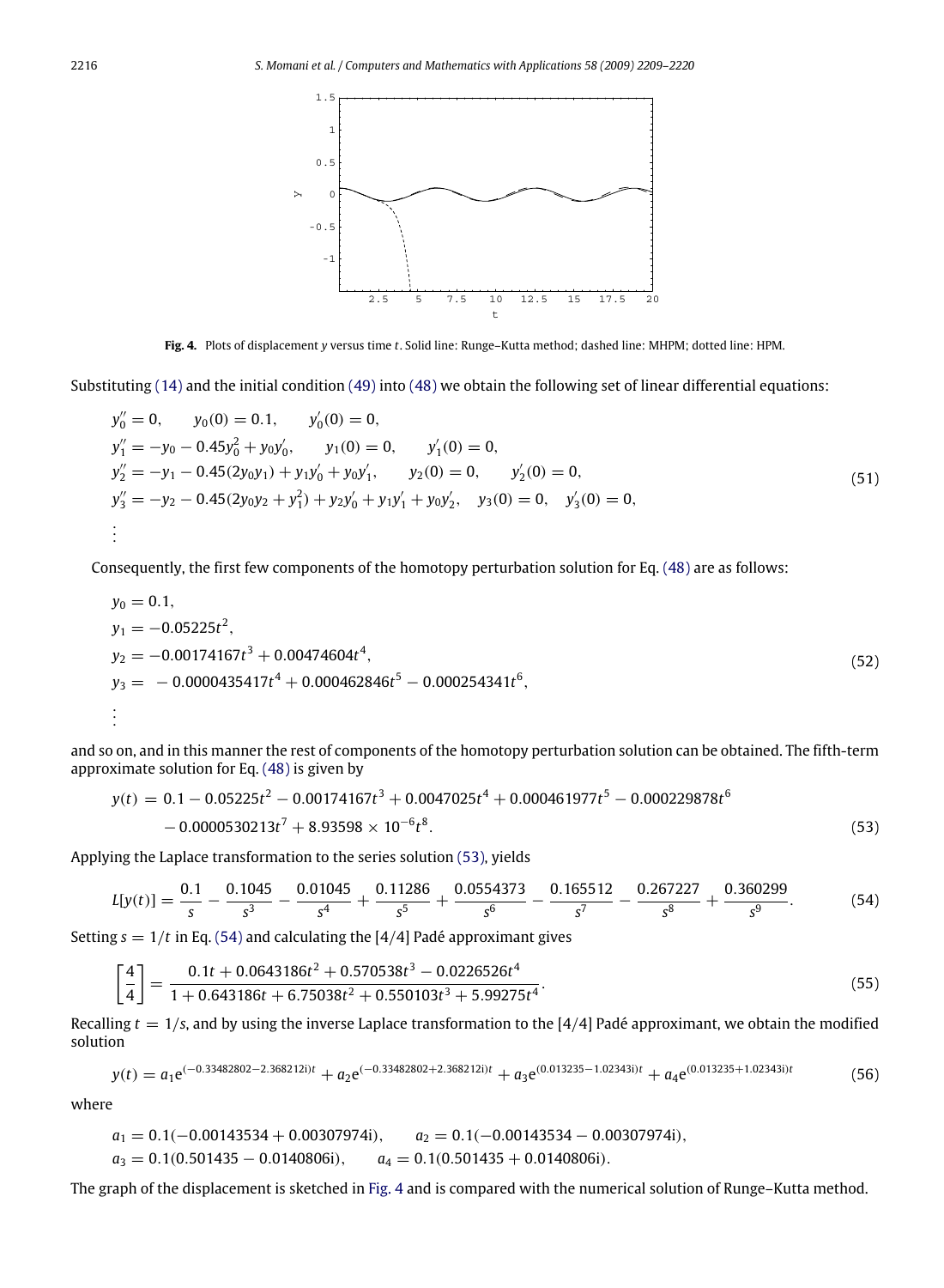**Fig. 4.** Plots of displacement $y$ versus time $t$. Solid line: Runge–Kutta method; dashed line: MHPM; dotted line: HPM.

Substituting (14) and the initial condition (49) into (48) we obtain the following set of linear differential equations:

$$
\begin{aligned}
&y_0'' = 0, \qquad y_0(0) = 0.1, \qquad y_0'(0) = 0,\\
&y_1'' = -y_0 - 0.45y_0^2 + y_0y_0', \qquad y_1(0) = 0, \qquad y_1'(0) = 0,\\
&y_2'' = -y_1 - 0.45(2y_0y_1) + y_1y_0' + y_0y_1', \qquad y_2(0) = 0, \qquad y_2'(0) = 0,\\
&y_3'' = -y_2 - 0.45(2y_0y_2 + y_1^2) + y_2y_0' + y_1y_1' + y_0y_2', \quad y_3(0) = 0, \quad y_3'(0) = 0,\\
&\vdots
\end{aligned}
\tag{51}
$$

Consequently, the first few components of the homotopy perturbation solution for Eq. (48) are as follows:

$$
\begin{aligned}
&y_0 = 0.1,\\
&y_1 = -0.05225t^2,\\
&y_2 = -0.00174167t^3 + 0.00474604t^4,\\
&y_3 = -0.0000435417t^4 + 0.000462846t^5 - 0.000254341t^6,\\
&\vdots
\end{aligned}
\tag{52}
$$

and so on, and in this manner the rest of components of the homotopy perturbation solution can be obtained. The fifth-term approximate solution for Eq. (48) is given by

$$
\begin{aligned}
y(t) = {} & 0.1 - 0.05225t^2 - 0.00174167t^3 + 0.0047025t^4 + 0.000461977t^5 - 0.000229878t^6\\
& - 0.0000530213t^7 + 8.93598 \times 10^{-6}t^8.
\end{aligned}
\tag{53}
$$

Applying the Laplace transformation to the series solution (53), yields

$$
L[y(t)] = \frac{0.1}{s} - \frac{0.1045}{s^3} - \frac{0.01045}{s^4} + \frac{0.11286}{s^5} + \frac{0.0554373}{s^6} - \frac{0.165512}{s^7} - \frac{0.267227}{s^8} + \frac{0.360299}{s^9}.
\tag{54}
$$

Setting $s = 1/t$ in Eq. (54) and calculating the [4/4] Padé approximant gives

$$
\left[\frac{4}{4}\right] = \frac{0.1t + 0.0643186t^2 + 0.570538t^3 - 0.0226526t^4}{1 + 0.643186t + 6.75038t^2 + 0.550103t^3 + 5.99275t^4}.
\tag{55}
$$

Recalling $t = 1/s$, and by using the inverse Laplace transformation to the [4/4] Padé approximant, we obtain the modified solution

$$
y(t) = a_1 e^{(-0.33482802-2.368212i)t} + a_2 e^{(-0.33482802+2.368212i)t} + a_3 e^{(0.013235-1.02343i)t} + a_4 e^{(0.013235+1.02343i)t}
\tag{56}
$$

where

$$
\begin{aligned}
&a_1 = 0.1(-0.00143534 + 0.00307974i), \qquad a_2 = 0.1(-0.00143534 - 0.00307974i),\\
&a_3 = 0.1(0.501435 - 0.0140806i), \qquad a_4 = 0.1(0.501435 + 0.0140806i).
\end{aligned}
$$

The graph of the displacement is sketched in Fig. 4 and is compared with the numerical solution of Runge–Kutta method.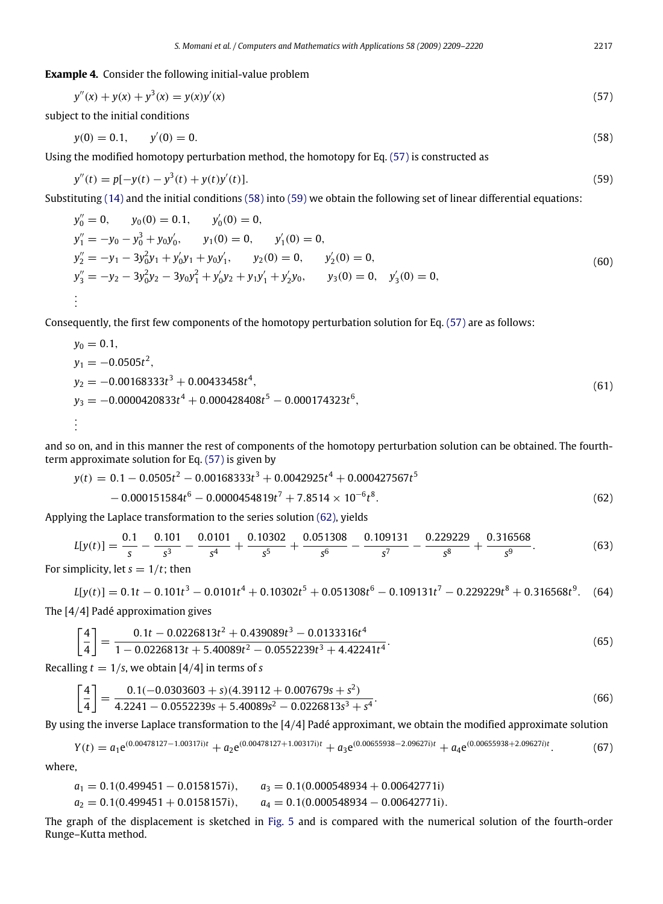**Example 4.** Consider the following initial-value problem

$$y''(x) + y(x) + y^3(x) = y(x)y'(x) \tag{57}$$

subject to the initial conditions

$$y(0) = 0.1, \qquad y'(0) = 0. \tag{58}$$

Using the modified homotopy perturbation method, the homotopy for Eq. (57) is constructed as

$$y''(t) = p[-y(t) - y^3(t) + y(t)y'(t)]. \tag{59}$$

Substituting (14) and the initial conditions (58) into (59) we obtain the following set of linear differential equations:

$$\begin{aligned}
&y_0'' = 0, \qquad y_0(0) = 0.1, \qquad y_0'(0) = 0,\\
&y_1'' = -y_0 - y_0^3 + y_0 y_0', \qquad y_1(0) = 0, \qquad y_1'(0) = 0,\\
&y_2'' = -y_1 - 3y_0^2 y_1 + y_0' y_1 + y_0 y_1', \qquad y_2(0) = 0, \qquad y_2'(0) = 0,\\
&y_3'' = -y_2 - 3y_0^2 y_2 - 3y_0 y_1^2 + y_0' y_2 + y_1 y_1' + y_2' y_0, \qquad y_3(0) = 0, \quad y_3'(0) = 0,\\
&\vdots
\end{aligned} \tag{60}$$

Consequently, the first few components of the homotopy perturbation solution for Eq. (57) are as follows:

$$\begin{aligned}
&y_0 = 0.1,\\
&y_1 = -0.0505t^2,\\
&y_2 = -0.00168333t^3 + 0.00433458t^4,\\
&y_3 = -0.0000420833t^4 + 0.000428408t^5 - 0.000174323t^6,\\
&\vdots
\end{aligned} \tag{61}$$

and so on, and in this manner the rest of components of the homotopy perturbation solution can be obtained. The fourth-term approximate solution for Eq. (57) is given by

$$\begin{aligned}
y(t) = {} & 0.1 - 0.0505t^2 - 0.00168333t^3 + 0.0042925t^4 + 0.000427567t^5\\
& - 0.000151584t^6 - 0.0000454819t^7 + 7.8514 \times 10^{-6} t^8.
\end{aligned} \tag{62}$$

Applying the Laplace transformation to the series solution (62), yields

$$L[y(t)] = \frac{0.1}{s} - \frac{0.101}{s^3} - \frac{0.0101}{s^4} + \frac{0.10302}{s^5} + \frac{0.051308}{s^6} - \frac{0.109131}{s^7} - \frac{0.229229}{s^8} + \frac{0.316568}{s^9}. \tag{63}$$

For simplicity, let $s = 1/t$; then

$$L[y(t)] = 0.1t - 0.101t^3 - 0.0101t^4 + 0.10302t^5 + 0.051308t^6 - 0.109131t^7 - 0.229229t^8 + 0.316568t^9. \tag{64}$$

The [4/4] Padé approximation gives

$$\left[\frac{4}{4}\right] = \frac{0.1t - 0.0226813t^2 + 0.439089t^3 - 0.0133316t^4}{1 - 0.0226813t + 5.40089t^2 - 0.0552239t^3 + 4.42241t^4}. \tag{65}$$

Recalling $t = 1/s$, we obtain [4/4] in terms of $s$

$$\left[\frac{4}{4}\right] = \frac{0.1(-0.0303603 + s)(4.39112 + 0.007679s + s^2)}{4.2241 - 0.0552239s + 5.40089s^2 - 0.0226813s^3 + s^4}. \tag{66}$$

By using the inverse Laplace transformation to the [4/4] Padé approximant, we obtain the modified approximate solution

$$Y(t) = a_1 e^{(0.00478127 - 1.00317i)t} + a_2 e^{(0.00478127 + 1.00317i)t} + a_3 e^{(0.00655938 - 2.09627i)t} + a_4 e^{(0.00655938 + 2.09627i)t}. \tag{67}$$

where,

$$\begin{aligned}
&a_1 = 0.1(0.499451 - 0.0158157i), \qquad a_3 = 0.1(0.000548934 + 0.00642771i)\\
&a_2 = 0.1(0.499451 + 0.0158157i), \qquad a_4 = 0.1(0.000548934 - 0.00642771i).
\end{aligned}$$

The graph of the displacement is sketched in Fig. 5 and is compared with the numerical solution of the fourth-order Runge–Kutta method.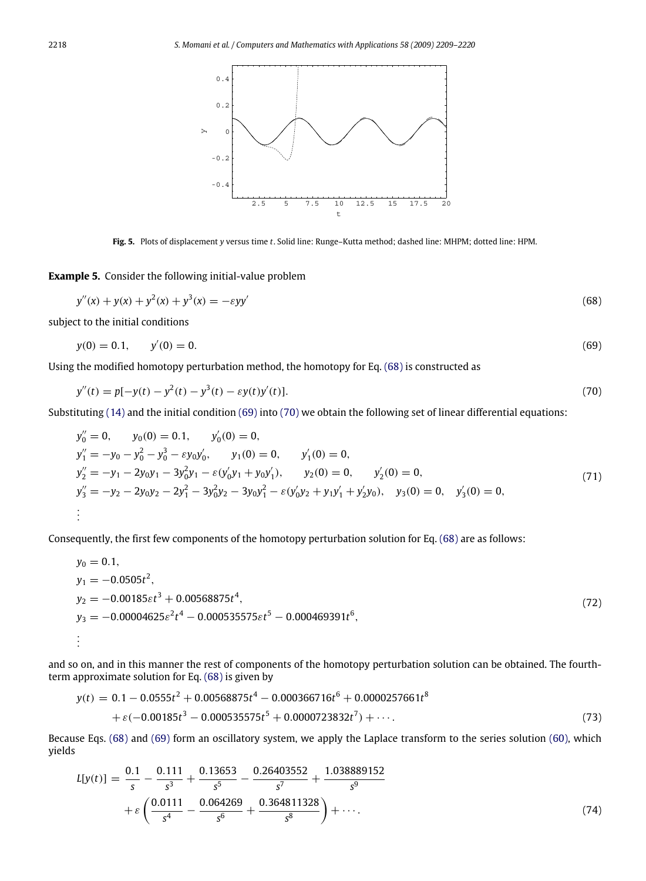**Fig. 5.** Plots of displacement $y$ versus time $t$. Solid line: Runge–Kutta method; dashed line: MHPM; dotted line: HPM.

**Example 5.** Consider the following initial-value problem

$$y''(x) + y(x) + y^2(x) + y^3(x) = -\varepsilon y y' \tag{68}$$

subject to the initial conditions

$$y(0) = 0.1, \qquad y'(0) = 0. \tag{69}$$

Using the modified homotopy perturbation method, the homotopy for Eq. (68) is constructed as

$$y''(t) = p[-y(t) - y^2(t) - y^3(t) - \varepsilon y(t) y'(t)]. \tag{70}$$

Substituting (14) and the initial condition (69) into (70) we obtain the following set of linear differential equations:

$$\begin{aligned}
&y_0'' = 0, \qquad y_0(0) = 0.1, \qquad y_0'(0) = 0,\\
&y_1'' = -y_0 - y_0^2 - y_0^3 - \varepsilon y_0 y_0', \qquad y_1(0) = 0, \qquad y_1'(0) = 0,\\
&y_2'' = -y_1 - 2y_0 y_1 - 3y_0^2 y_1 - \varepsilon (y_0' y_1 + y_0 y_1'), \qquad y_2(0) = 0, \qquad y_2'(0) = 0,\\
&y_3'' = -y_2 - 2y_0 y_2 - 2y_1^2 - 3y_0^2 y_2 - 3y_0 y_1^2 - \varepsilon (y_0' y_2 + y_1 y_1' + y_2' y_0), \quad y_3(0) = 0, \quad y_3'(0) = 0,\\
&\vdots
\end{aligned} \tag{71}$$

Consequently, the first few components of the homotopy perturbation solution for Eq. (68) are as follows:

$$\begin{aligned}
&y_0 = 0.1,\\
&y_1 = -0.0505t^2,\\
&y_2 = -0.00185\varepsilon t^3 + 0.00568875t^4,\\
&y_3 = -0.00004625\varepsilon^2 t^4 - 0.000535575\varepsilon t^5 - 0.000469391t^6,\\
&\vdots
\end{aligned} \tag{72}$$

and so on, and in this manner the rest of components of the homotopy perturbation solution can be obtained. The fourth-term approximate solution for Eq. (68) is given by

$$\begin{aligned}
y(t) &= 0.1 - 0.0555t^2 + 0.00568875t^4 - 0.000366716t^6 + 0.0000257661t^8\\
&\quad + \varepsilon(-0.00185t^3 - 0.000535575t^5 + 0.0000723832t^7) + \cdots.
\end{aligned} \tag{73}$$

Because Eqs. (68) and (69) form an oscillatory system, we apply the Laplace transform to the series solution (60), which yields

$$\begin{aligned}
L[y(t)] &= \frac{0.1}{s} - \frac{0.111}{s^3} + \frac{0.13653}{s^5} - \frac{0.26403552}{s^7} + \frac{1.038889152}{s^9}\\
&\quad + \varepsilon\left(\frac{0.0111}{s^4} - \frac{0.064269}{s^6} + \frac{0.364811328}{s^8}\right) + \cdots.
\end{aligned} \tag{74}$$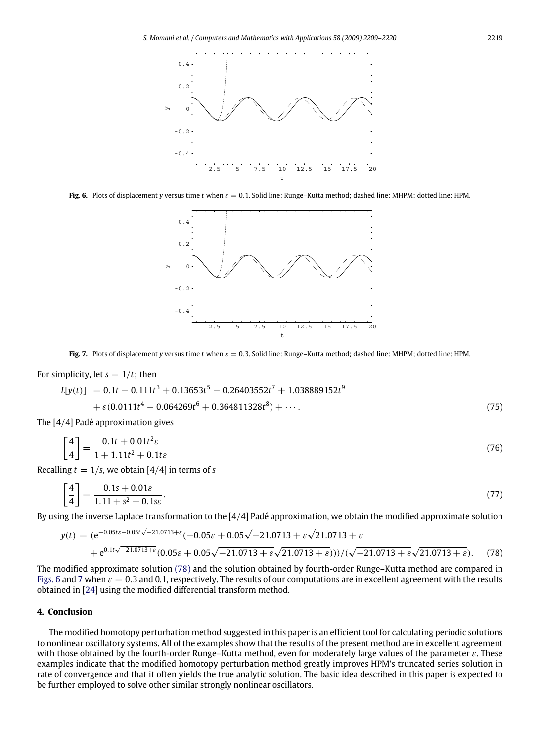**Fig. 6.** Plots of displacement $y$ versus time $t$ when $\varepsilon = 0.1$. Solid line: Runge–Kutta method; dashed line: MHPM; dotted line: HPM.

**Fig. 7.** Plots of displacement $y$ versus time $t$ when $\varepsilon = 0.3$. Solid line: Runge–Kutta method; dashed line: MHPM; dotted line: HPM.

For simplicity, let $s = 1/t$; then

$$
\begin{aligned}
L[y(t)] &= 0.1t - 0.111t^3 + 0.13653t^5 - 0.26403552t^7 + 1.038889152t^9 \\
&\quad + \varepsilon(0.0111t^4 - 0.064269t^6 + 0.364811328t^8) + \cdots.
\end{aligned} \tag{75}
$$

The [4/4] Padé approximation gives

$$
\left[\frac{4}{4}\right] = \frac{0.1t + 0.01t^2\varepsilon}{1 + 1.11t^2 + 0.1t\varepsilon} \tag{76}
$$

Recalling $t = 1/s$, we obtain [4/4] in terms of $s$

$$
\left[\frac{4}{4}\right] = \frac{0.1s + 0.01\varepsilon}{1.11 + s^2 + 0.1s\varepsilon}. \tag{77}
$$

By using the inverse Laplace transformation to the [4/4] Padé approximation, we obtain the modified approximate solution

$$
\begin{aligned}
y(t) &= (\mathrm{e}^{-0.05t\varepsilon - 0.05t\sqrt{-21.0713+\varepsilon}}(-0.05\varepsilon + 0.05\sqrt{-21.0713+\varepsilon}\sqrt{21.0713+\varepsilon} \\
&\quad + \mathrm{e}^{0.1t\sqrt{-21.0713+\varepsilon}}(0.05\varepsilon + 0.05\sqrt{-21.0713+\varepsilon}\sqrt{21.0713+\varepsilon})))/(\sqrt{-21.0713+\varepsilon}\sqrt{21.0713+\varepsilon}).
\end{aligned} \tag{78}
$$

The modified approximate solution (78) and the solution obtained by fourth-order Runge–Kutta method are compared in Figs. 6 and 7 when $\varepsilon = 0.3$ and 0.1, respectively. The results of our computations are in excellent agreement with the results obtained in [24] using the modified differential transform method.

## 4. Conclusion

The modified homotopy perturbation method suggested in this paper is an efficient tool for calculating periodic solutions to nonlinear oscillatory systems. All of the examples show that the results of the present method are in excellent agreement with those obtained by the fourth-order Runge–Kutta method, even for moderately large values of the parameter $\varepsilon$. These examples indicate that the modified homotopy perturbation method greatly improves HPM's truncated series solution in rate of convergence and that it often yields the true analytic solution. The basic idea described in this paper is expected to be further employed to solve other similar strongly nonlinear oscillators.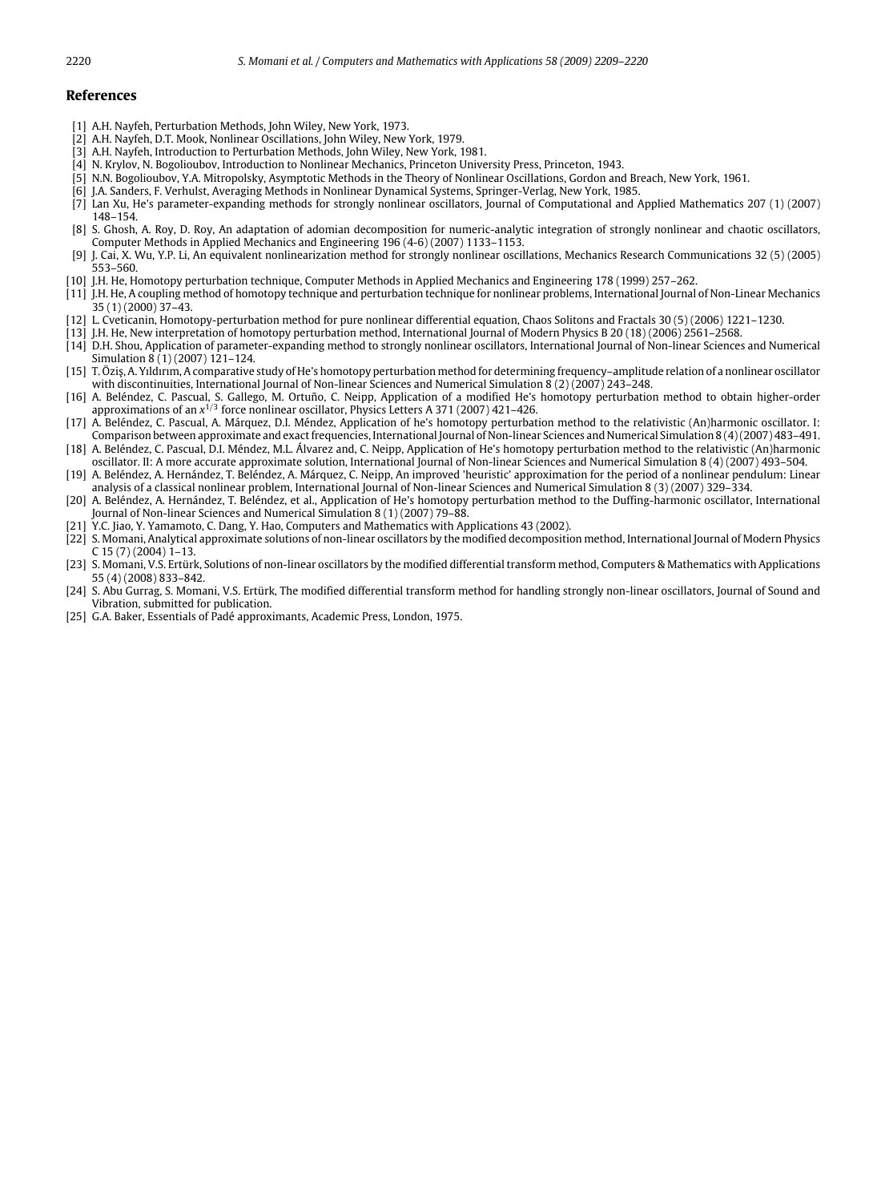## References

[1] A.H. Nayfeh, Perturbation Methods, John Wiley, New York, 1973.

[2] A.H. Nayfeh, D.T. Mook, Nonlinear Oscillations, John Wiley, New York, 1979.

[3] A.H. Nayfeh, Introduction to Perturbation Methods, John Wiley, New York, 1981.

[4] N. Krylov, N. Bogolioubov, Introduction to Nonlinear Mechanics, Princeton University Press, Princeton, 1943.

[5] N.N. Bogolioubov, Y.A. Mitropolsky, Asymptotic Methods in the Theory of Nonlinear Oscillations, Gordon and Breach, New York, 1961.

[6] J.A. Sanders, F. Verhulst, Averaging Methods in Nonlinear Dynamical Systems, Springer-Verlag, New York, 1985.

[7] Lan Xu, He's parameter-expanding methods for strongly nonlinear oscillators, Journal of Computational and Applied Mathematics 207 (1) (2007) 148–154.

[8] S. Ghosh, A. Roy, D. Roy, An adaptation of adomian decomposition for numeric-analytic integration of strongly nonlinear and chaotic oscillators, Computer Methods in Applied Mechanics and Engineering 196 (4-6) (2007) 1133–1153.

[9] J. Cai, X. Wu, Y.P. Li, An equivalent nonlinearization method for strongly nonlinear oscillations, Mechanics Research Communications 32 (5) (2005) 553–560.

[10] J.H. He, Homotopy perturbation technique, Computer Methods in Applied Mechanics and Engineering 178 (1999) 257–262.

[11] J.H. He, A coupling method of homotopy technique and perturbation technique for nonlinear problems, International Journal of Non-Linear Mechanics 35 (1) (2000) 37–43.

[12] L. Cveticanin, Homotopy-perturbation method for pure nonlinear differential equation, Chaos Solitons and Fractals 30 (5) (2006) 1221–1230.

[13] J.H. He, New interpretation of homotopy perturbation method, International Journal of Modern Physics B 20 (18) (2006) 2561–2568.

[14] D.H. Shou, Application of parameter-expanding method to strongly nonlinear oscillators, International Journal of Non-linear Sciences and Numerical Simulation 8 (1) (2007) 121–124.

[15] T. Öziş, A. Yıldırım, A comparative study of He's homotopy perturbation method for determining frequency–amplitude relation of a nonlinear oscillator with discontinuities, International Journal of Non-linear Sciences and Numerical Simulation 8 (2) (2007) 243–248.

[16] A. Beléndez, C. Pascual, S. Gallego, M. Ortuño, C. Neipp, Application of a modified He's homotopy perturbation method to obtain higher-order approximations of an $x^{1/3}$ force nonlinear oscillator, Physics Letters A 371 (2007) 421–426.

[17] A. Beléndez, C. Pascual, A. Márquez, D.I. Méndez, Application of he's homotopy perturbation method to the relativistic (An)harmonic oscillator. I: Comparison between approximate and exact frequencies, International Journal of Non-linear Sciences and Numerical Simulation 8 (4) (2007) 483–491.

[18] A. Beléndez, C. Pascual, D.I. Méndez, M.L. Álvarez and, C. Neipp, Application of He's homotopy perturbation method to the relativistic (An)harmonic oscillator. II: A more accurate approximate solution, International Journal of Non-linear Sciences and Numerical Simulation 8 (4) (2007) 493–504.

[19] A. Beléndez, A. Hernández, T. Beléndez, A. Márquez, C. Neipp, An improved 'heuristic' approximation for the period of a nonlinear pendulum: Linear analysis of a classical nonlinear problem, International Journal of Non-linear Sciences and Numerical Simulation 8 (3) (2007) 329–334.

[20] A. Beléndez, A. Hernández, T. Beléndez, et al., Application of He's homotopy perturbation method to the Duffing-harmonic oscillator, International Journal of Non-linear Sciences and Numerical Simulation 8 (1) (2007) 79–88.

[21] Y.C. Jiao, Y. Yamamoto, C. Dang, Y. Hao, Computers and Mathematics with Applications 43 (2002).

[22] S. Momani, Analytical approximate solutions of non-linear oscillators by the modified decomposition method, International Journal of Modern Physics C 15 (7) (2004) 1–13.

[23] S. Momani, V.S. Ertürk, Solutions of non-linear oscillators by the modified differential transform method, Computers & Mathematics with Applications 55 (4) (2008) 833–842.

[24] S. Abu Gurrag, S. Momani, V.S. Ertürk, The modified differential transform method for handling strongly non-linear oscillators, Journal of Sound and Vibration, submitted for publication.

[25] G.A. Baker, Essentials of Padé approximants, Academic Press, London, 1975.